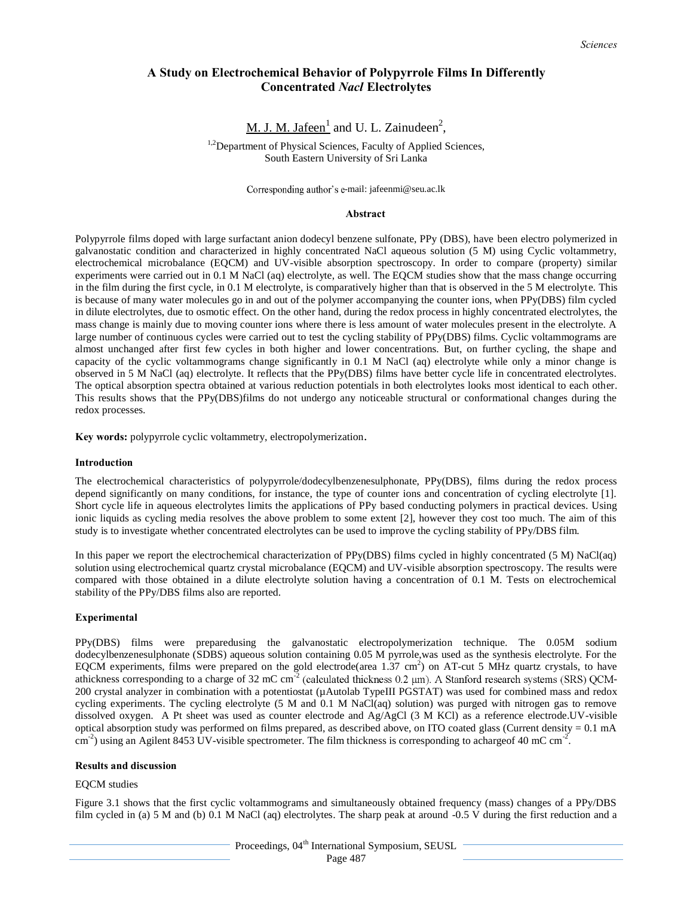# A Study on Electrochemical Behavior of Polypyrrole Films In Differently Concentrated *Nacl* Electrolytes

M. J. M. Jafeen[1] and U. L. Zainudeen[2],

[1,2]Department of Physical Sciences, Faculty of Applied Sciences, South Eastern University of Sri Lanka

Corresponding author's e-mail: jafeenmi@seu.ac.lk

### Abstract

Polypyrrole films doped with large surfactant anion dodecyl benzene sulfonate, PPy (DBS), have been electro polymerized in galvanostatic condition and characterized in highly concentrated NaCl aqueous solution (5 M) using Cyclic voltammetry, electrochemical microbalance (EQCM) and UV-visible absorption spectroscopy. In order to compare (property) similar experiments were carried out in 0.1 M NaCl (aq) electrolyte, as well. The EQCM studies show that the mass change occurring in the film during the first cycle, in 0.1 M electrolyte, is comparatively higher than that is observed in the 5 M electrolyte. This is because of many water molecules go in and out of the polymer accompanying the counter ions, when PPy(DBS) film cycled in dilute electrolytes, due to osmotic effect. On the other hand, during the redox process in highly concentrated electrolytes, the mass change is mainly due to moving counter ions where there is less amount of water molecules present in the electrolyte. A large number of continuous cycles were carried out to test the cycling stability of PPy(DBS) films. Cyclic voltammograms are almost unchanged after first few cycles in both higher and lower concentrations. But, on further cycling, the shape and capacity of the cyclic voltammograms change significantly in 0.1 M NaCl (aq) electrolyte while only a minor change is observed in 5 M NaCl (aq) electrolyte. It reflects that the PPy(DBS) films have better cycle life in concentrated electrolytes. The optical absorption spectra obtained at various reduction potentials in both electrolytes looks most identical to each other. This results shows that the PPy(DBS)films do not undergo any noticeable structural or conformational changes during the redox processes.

**Key words:** polypyrrole cyclic voltammetry, electropolymerization.

### Introduction

The electrochemical characteristics of polypyrrole/dodecylbenzenesulphonate, PPy(DBS), films during the redox process depend significantly on many conditions, for instance, the type of counter ions and concentration of cycling electrolyte [1]. Short cycle life in aqueous electrolytes limits the applications of PPy based conducting polymers in practical devices. Using ionic liquids as cycling media resolves the above problem to some extent [2], however they cost too much. The aim of this study is to investigate whether concentrated electrolytes can be used to improve the cycling stability of PPy/DBS film.

In this paper we report the electrochemical characterization of PPy(DBS) films cycled in highly concentrated (5 M) NaCl(aq) solution using electrochemical quartz crystal microbalance (EQCM) and UV-visible absorption spectroscopy. The results were compared with those obtained in a dilute electrolyte solution having a concentration of 0.1 M. Tests on electrochemical stability of the PPy/DBS films also are reported.

### Experimental

PPy(DBS) films were preparedusing the galvanostatic electropolymerization technique. The 0.05M sodium dodecylbenzenesulphonate (SDBS) aqueous solution containing 0.05 M pyrrole,was used as the synthesis electrolyte. For the EQCM experiments, films were prepared on the gold electrode(area 1.37 $cm^2$) on AT-cut 5 MHz quartz crystals, to have athickness corresponding to a charge of 32 mC $cm^{-2}$ (calculated thickness 0.2 μm). A Stanford research systems (SRS) QCM-200 crystal analyzer in combination with a potentiostat (μAutolab TypeIII PGSTAT) was used for combined mass and redox cycling experiments. The cycling electrolyte (5 M and 0.1 M NaCl(aq) solution) was purged with nitrogen gas to remove dissolved oxygen. A Pt sheet was used as counter electrode and Ag/AgCl (3 M KCl) as a reference electrode.UV-visible optical absorption study was performed on films prepared, as described above, on ITO coated glass (Current density = 0.1 mA $cm^{-2}$) using an Agilent 8453 UV-visible spectrometer. The film thickness is corresponding to achargeof 40 mC $cm^{-2}$.

### Results and discussion

EQCM studies

Figure 3.1 shows that the first cyclic voltammograms and simultaneously obtained frequency (mass) changes of a PPy/DBS film cycled in (a) 5 M and (b) 0.1 M NaCl (aq) electrolytes. The sharp peak at around -0.5 V during the first reduction and a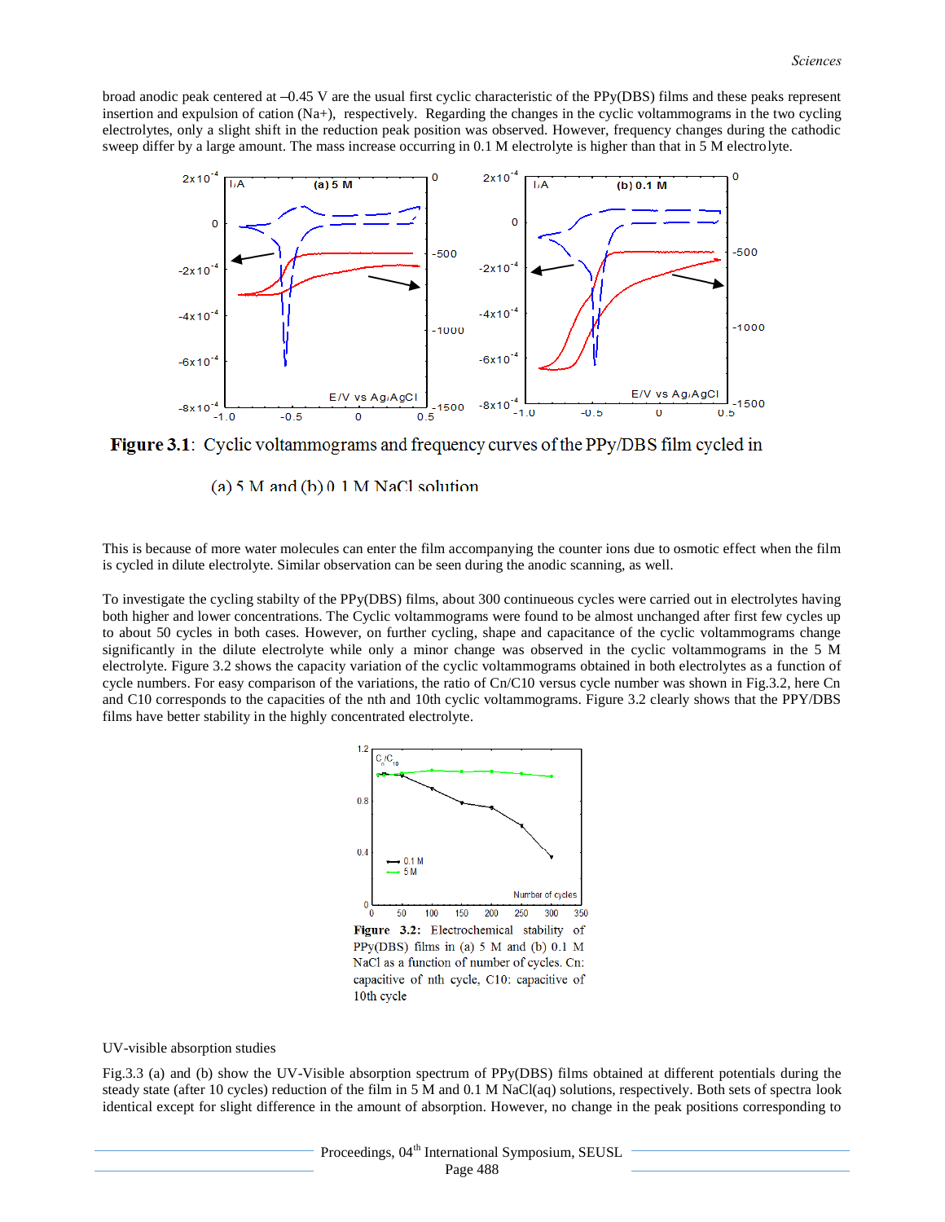broad anodic peak centered at –0.45 V are the usual first cyclic characteristic of the PPy(DBS) films and these peaks represent insertion and expulsion of cation (Na+), respectively. Regarding the changes in the cyclic voltammograms in the two cycling electrolytes, only a slight shift in the reduction peak position was observed. However, frequency changes during the cathodic sweep differ by a large amount. The mass increase occurring in 0.1 M electrolyte is higher than that in 5 M electrolyte.

**Figure 3.1**: Cyclic voltammograms and frequency curves of the PPy/DBS film cycled in (a) 5 M and (b) 0.1 M NaCl solution

This is because of more water molecules can enter the film accompanying the counter ions due to osmotic effect when the film is cycled in dilute electrolyte. Similar observation can be seen during the anodic scanning, as well.

To investigate the cycling stabilty of the PPy(DBS) films, about 300 continueous cycles were carried out in electrolytes having both higher and lower concentrations. The Cyclic voltammograms were found to be almost unchanged after first few cycles up to about 50 cycles in both cases. However, on further cycling, shape and capacitance of the cyclic voltammograms change significantly in the dilute electrolyte while only a minor change was observed in the cyclic voltammograms in the 5 M electrolyte. Figure 3.2 shows the capacity variation of the cyclic voltammograms obtained in both electrolytes as a function of cycle numbers. For easy comparison of the variations, the ratio of Cn/C10 versus cycle number was shown in Fig.3.2, here Cn and C10 corresponds to the capacities of the nth and 10th cyclic voltammograms. Figure 3.2 clearly shows that the PPY/DBS films have better stability in the highly concentrated electrolyte.

**Figure 3.2:** Electrochemical stability of PPy(DBS) films in (a) 5 M and (b) 0.1 M NaCl as a function of number of cycles. Cn: capacitive of nth cycle, C10: capacitive of 10th cycle

UV-visible absorption studies

Fig.3.3 (a) and (b) show the UV-Visible absorption spectrum of PPy(DBS) films obtained at different potentials during the steady state (after 10 cycles) reduction of the film in 5 M and 0.1 M NaCl(aq) solutions, respectively. Both sets of spectra look identical except for slight difference in the amount of absorption. However, no change in the peak positions corresponding to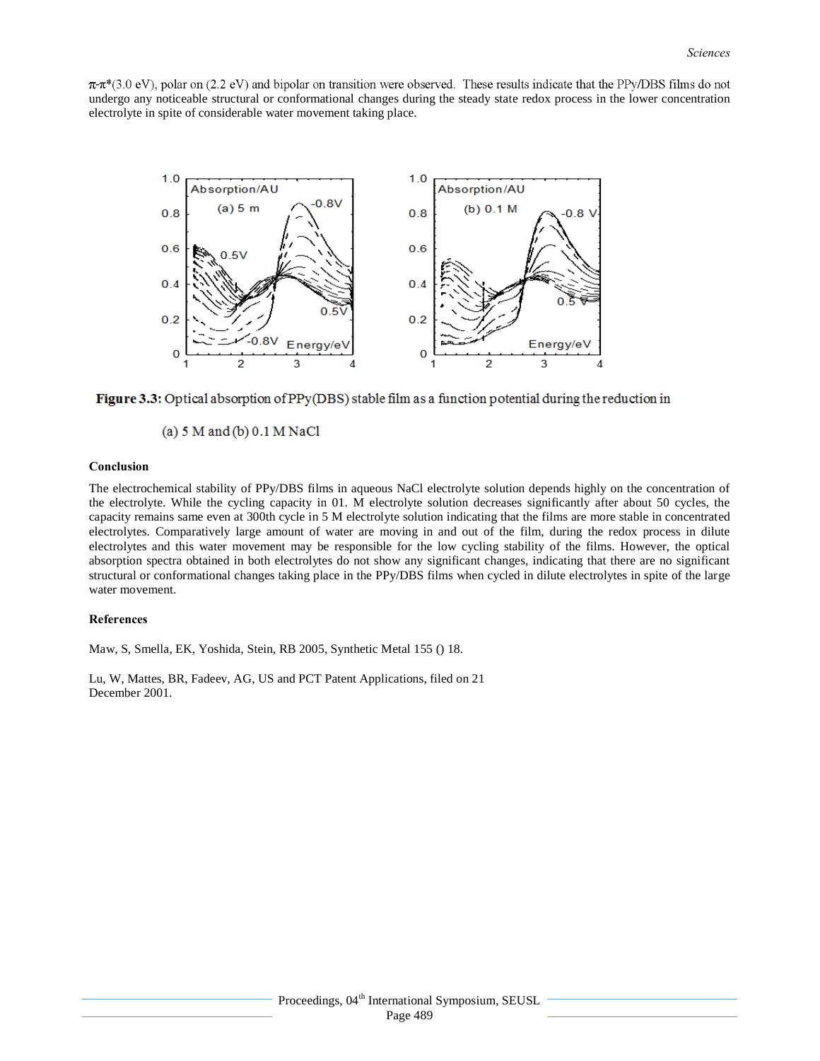$\pi$-$\pi$*(3.0 eV), polar on (2.2 eV) and bipolar on transition were observed. These results indicate that the PPy/DBS films do not undergo any noticeable structural or conformational changes during the steady state redox process in the lower concentration electrolyte in spite of considerable water movement taking place.

Absorption/AU
(a) 5 m
-0.8V
0.5V
0.5V
-0.8V
Energy/eV
1.0
0.8
0.6
0.4
0.2
0
1
2
3
4

Absorption/AU
(b) 0.1 M
-0.8 V
0.5 V
Energy/eV
1.0
0.8
0.6
0.4
0.2
0
1
2
3
4

**Figure 3.3:** Optical absorption of PPy(DBS) stable film as a function potential during the reduction in (a) 5 M and (b) 0.1 M NaCl

### Conclusion

The electrochemical stability of PPy/DBS films in aqueous NaCl electrolyte solution depends highly on the concentration of the electrolyte. While the cycling capacity in 01. M electrolyte solution decreases significantly after about 50 cycles, the capacity remains same even at 300th cycle in 5 M electrolyte solution indicating that the films are more stable in concentrated electrolytes. Comparatively large amount of water are moving in and out of the film, during the redox process in dilute electrolytes and this water movement may be responsible for the low cycling stability of the films. However, the optical absorption spectra obtained in both electrolytes do not show any significant changes, indicating that there are no significant structural or conformational changes taking place in the PPy/DBS films when cycled in dilute electrolytes in spite of the large water movement.

### References

Maw, S, Smella, EK, Yoshida, Stein, RB 2005, Synthetic Metal 155 () 18.

Lu, W, Mattes, BR, Fadeev, AG, US and PCT Patent Applications, filed on 21 December 2001.